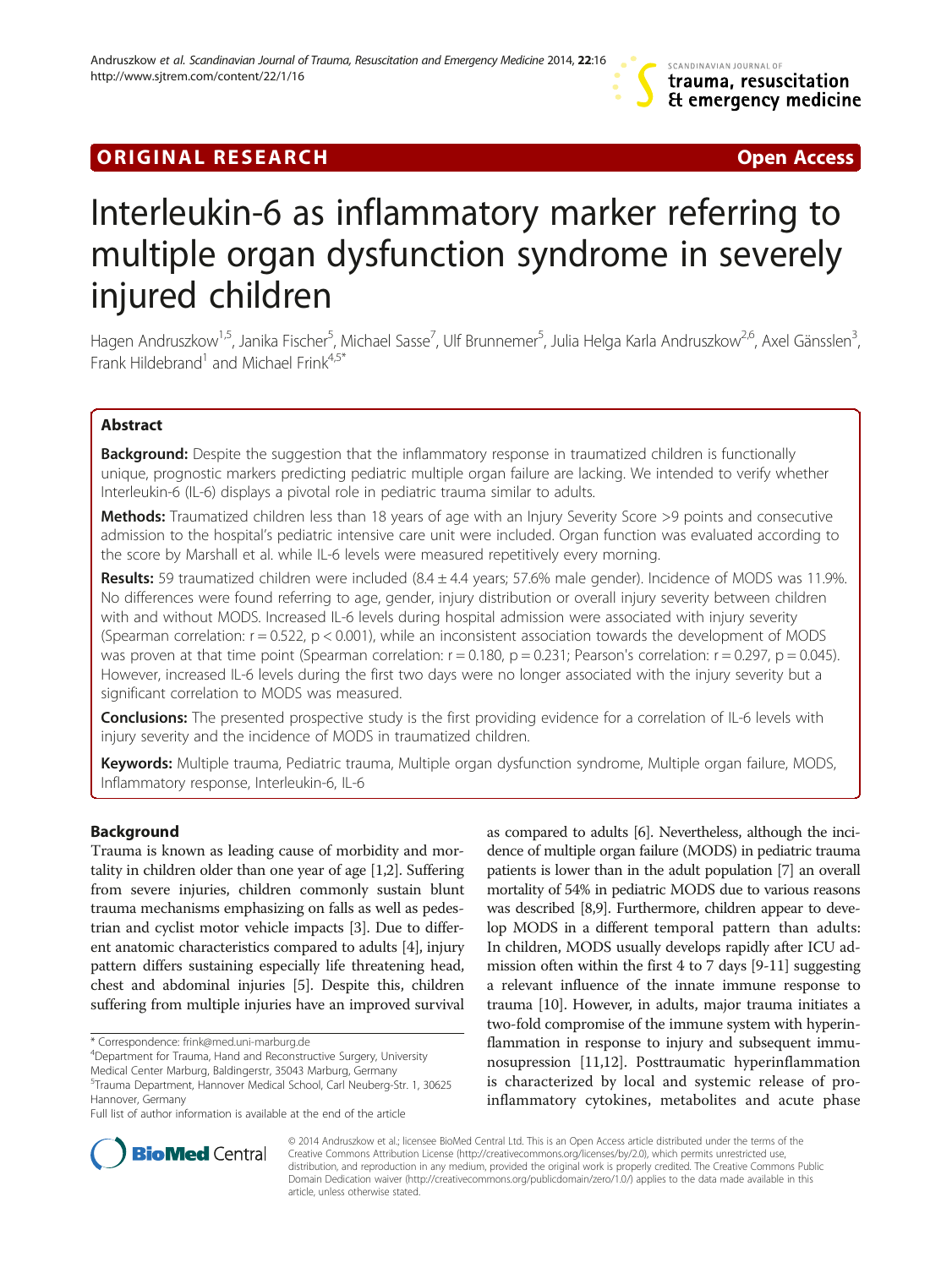ORIGINAL RESEARCH | Open Access

# Interleukin-6 as inflammatory marker referring to multiple organ dysfunction syndrome in severely injured children

Hagen Andruszkow[1,5], Janika Fischer[5], Michael Sasse[7], Ulf Brunnemer[5], Julia Helga Karla Andruszkow[2,6], Axel Gänsslen[3], Frank Hildebrand[1] and Michael Frink[4,5*]

## Abstract

**Background:** Despite the suggestion that the inflammatory response in traumatized children is functionally unique, prognostic markers predicting pediatric multiple organ failure are lacking. We intended to verify whether Interleukin-6 (IL-6) displays a pivotal role in pediatric trauma similar to adults.

**Methods:** Traumatized children less than 18 years of age with an Injury Severity Score >9 points and consecutive admission to the hospital's pediatric intensive care unit were included. Organ function was evaluated according to the score by Marshall et al. while IL-6 levels were measured repetitively every morning.

**Results:** 59 traumatized children were included (8.4 ± 4.4 years; 57.6% male gender). Incidence of MODS was 11.9%. No differences were found referring to age, gender, injury distribution or overall injury severity between children with and without MODS. Increased IL-6 levels during hospital admission were associated with injury severity (Spearman correlation: $r = 0.522$, $p < 0.001$), while an inconsistent association towards the development of MODS was proven at that time point (Spearman correlation: $r = 0.180$, $p = 0.231$; Pearson's correlation: $r = 0.297$, $p = 0.045$). However, increased IL-6 levels during the first two days were no longer associated with the injury severity but a significant correlation to MODS was measured.

**Conclusions:** The presented prospective study is the first providing evidence for a correlation of IL-6 levels with injury severity and the incidence of MODS in traumatized children.

**Keywords:** Multiple trauma, Pediatric trauma, Multiple organ dysfunction syndrome, Multiple organ failure, MODS, Inflammatory response, Interleukin-6, IL-6

## Background

Trauma is known as leading cause of morbidity and mortality in children older than one year of age [1,2]. Suffering from severe injuries, children commonly sustain blunt trauma mechanisms emphasizing on falls as well as pedestrian and cyclist motor vehicle impacts [3]. Due to different anatomic characteristics compared to adults [4], injury pattern differs sustaining especially life threatening head, chest and abdominal injuries [5]. Despite this, children suffering from multiple injuries have an improved survival as compared to adults [6]. Nevertheless, although the incidence of multiple organ failure (MODS) in pediatric trauma patients is lower than in the adult population [7] an overall mortality of 54% in pediatric MODS due to various reasons was described [8,9]. Furthermore, children appear to develop MODS in a different temporal pattern than adults: In children, MODS usually develops rapidly after ICU admission often within the first 4 to 7 days [9-11] suggesting a relevant influence of the innate immune response to trauma [10]. However, in adults, major trauma initiates a two-fold compromise of the immune system with hyperinflammation in response to injury and subsequent immunosupression [11,12]. Posttraumatic hyperinflammation is characterized by local and systemic release of pro-inflammatory cytokines, metabolites and acute phase

\* Correspondence: frink@med.uni-marburg.de
[4]Department for Trauma, Hand and Reconstructive Surgery, University Medical Center Marburg, Baldingerstr, 35043 Marburg, Germany
[5]Trauma Department, Hannover Medical School, Carl Neuberg-Str. 1, 30625 Hannover, Germany
Full list of author information is available at the end of the article

© 2014 Andruszkow et al.; licensee BioMed Central Ltd. This is an Open Access article distributed under the terms of the Creative Commons Attribution License (http://creativecommons.org/licenses/by/2.0), which permits unrestricted use, distribution, and reproduction in any medium, provided the original work is properly credited. The Creative Commons Public Domain Dedication waiver (http://creativecommons.org/publicdomain/zero/1.0/) applies to the data made available in this article, unless otherwise stated.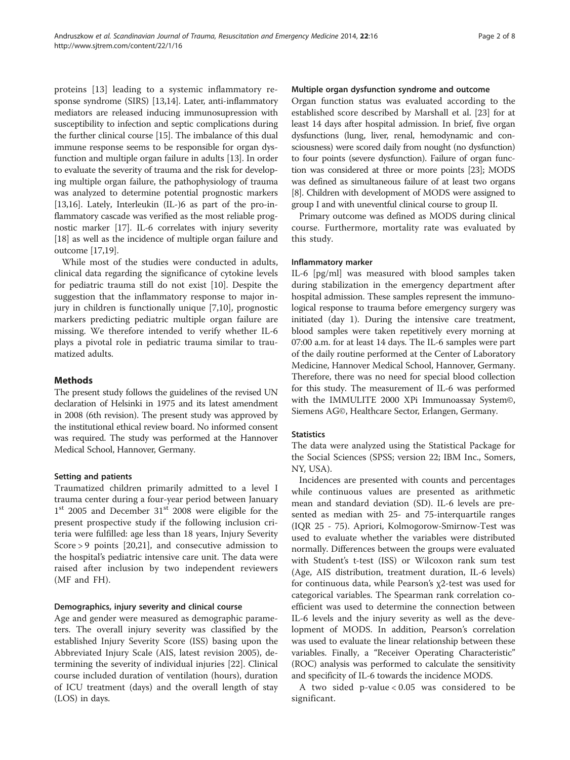proteins [13] leading to a systemic inflammatory response syndrome (SIRS) [13,14]. Later, anti-inflammatory mediators are released inducing immunosupression with susceptibility to infection and septic complications during the further clinical course [15]. The imbalance of this dual immune response seems to be responsible for organ dysfunction and multiple organ failure in adults [13]. In order to evaluate the severity of trauma and the risk for developing multiple organ failure, the pathophysiology of trauma was analyzed to determine potential prognostic markers [13,16]. Lately, Interleukin (IL-)6 as part of the pro-inflammatory cascade was verified as the most reliable prognostic marker [17]. IL-6 correlates with injury severity [18] as well as the incidence of multiple organ failure and outcome [17,19].

While most of the studies were conducted in adults, clinical data regarding the significance of cytokine levels for pediatric trauma still do not exist [10]. Despite the suggestion that the inflammatory response to major injury in children is functionally unique [7,10], prognostic markers predicting pediatric multiple organ failure are missing. We therefore intended to verify whether IL-6 plays a pivotal role in pediatric trauma similar to traumatized adults.

## Methods

The present study follows the guidelines of the revised UN declaration of Helsinki in 1975 and its latest amendment in 2008 (6th revision). The present study was approved by the institutional ethical review board. No informed consent was required. The study was performed at the Hannover Medical School, Hannover, Germany.

### Setting and patients

Traumatized children primarily admitted to a level I trauma center during a four-year period between January 1st 2005 and December 31st 2008 were eligible for the present prospective study if the following inclusion criteria were fulfilled: age less than 18 years, Injury Severity Score > 9 points [20,21], and consecutive admission to the hospital's pediatric intensive care unit. The data were raised after inclusion by two independent reviewers (MF and FH).

### Demographics, injury severity and clinical course

Age and gender were measured as demographic parameters. The overall injury severity was classified by the established Injury Severity Score (ISS) basing upon the Abbreviated Injury Scale (AIS, latest revision 2005), determining the severity of individual injuries [22]. Clinical course included duration of ventilation (hours), duration of ICU treatment (days) and the overall length of stay (LOS) in days.

### Multiple organ dysfunction syndrome and outcome

Organ function status was evaluated according to the established score described by Marshall et al. [23] for at least 14 days after hospital admission. In brief, five organ dysfunctions (lung, liver, renal, hemodynamic and consciousness) were scored daily from nought (no dysfunction) to four points (severe dysfunction). Failure of organ function was considered at three or more points [23]; MODS was defined as simultaneous failure of at least two organs [8]. Children with development of MODS were assigned to group I and with uneventful clinical course to group II.

Primary outcome was defined as MODS during clinical course. Furthermore, mortality rate was evaluated by this study.

### Inflammatory marker

IL-6 [pg/ml] was measured with blood samples taken during stabilization in the emergency department after hospital admission. These samples represent the immunological response to trauma before emergency surgery was initiated (day 1). During the intensive care treatment, blood samples were taken repetitively every morning at 07:00 a.m. for at least 14 days. The IL-6 samples were part of the daily routine performed at the Center of Laboratory Medicine, Hannover Medical School, Hannover, Germany. Therefore, there was no need for special blood collection for this study. The measurement of IL-6 was performed with the IMMULITE 2000 XPi Immunoassay System©, Siemens AG©, Healthcare Sector, Erlangen, Germany.

### Statistics

The data were analyzed using the Statistical Package for the Social Sciences (SPSS; version 22; IBM Inc., Somers, NY, USA).

Incidences are presented with counts and percentages while continuous values are presented as arithmetic mean and standard deviation (SD). IL-6 levels are presented as median with 25- and 75-interquartile ranges (IQR 25 - 75). Apriori, Kolmogorow-Smirnow-Test was used to evaluate whether the variables were distributed normally. Differences between the groups were evaluated with Student's t-test (ISS) or Wilcoxon rank sum test (Age, AIS distribution, treatment duration, IL-6 levels) for continuous data, while Pearson's $\chi 2$-test was used for categorical variables. The Spearman rank correlation coefficient was used to determine the connection between IL-6 levels and the injury severity as well as the development of MODS. In addition, Pearson's correlation was used to evaluate the linear relationship between these variables. Finally, a "Receiver Operating Characteristic" (ROC) analysis was performed to calculate the sensitivity and specificity of IL-6 towards the incidence MODS.

A two sided $p\text{-value} < 0.05$ was considered to be significant.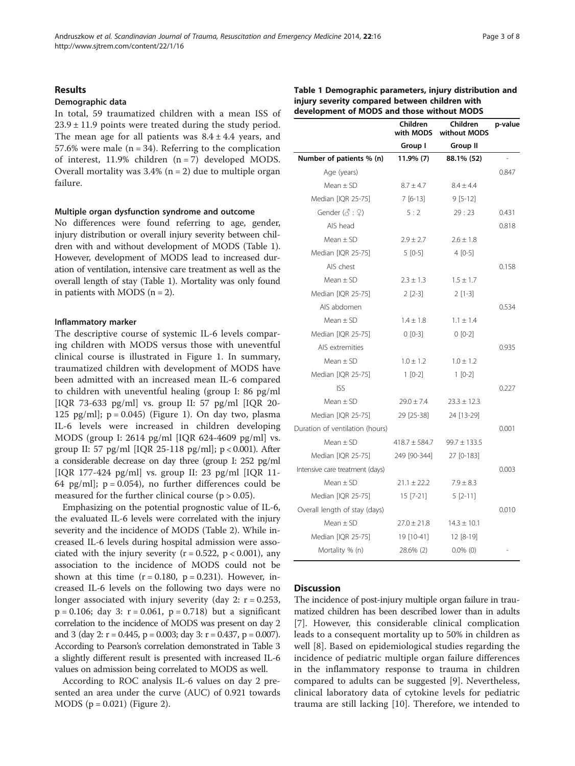## Results

### Demographic data

In total, 59 traumatized children with a mean ISS of 23.9 ± 11.9 points were treated during the study period. The mean age for all patients was 8.4 ± 4.4 years, and 57.6% were male (n = 34). Referring to the complication of interest, 11.9% children (n = 7) developed MODS. Overall mortality was 3.4% (n = 2) due to multiple organ failure.

### Multiple organ dysfunction syndrome and outcome

No differences were found referring to age, gender, injury distribution or overall injury severity between children with and without development of MODS (Table 1). However, development of MODS lead to increased duration of ventilation, intensive care treatment as well as the overall length of stay (Table 1). Mortality was only found in patients with MODS (n = 2).

### Inflammatory marker

The descriptive course of systemic IL-6 levels comparing children with MODS versus those with uneventful clinical course is illustrated in Figure 1. In summary, traumatized children with development of MODS have been admitted with an increased mean IL-6 compared to children with uneventful healing (group I: 86 pg/ml [IQR 73-633 pg/ml] vs. group II: 57 pg/ml [IQR 20-125 pg/ml]; p = 0.045) (Figure 1). On day two, plasma IL-6 levels were increased in children developing MODS (group I: 2614 pg/ml [IQR 624-4609 pg/ml] vs. group II: 57 pg/ml [IQR 25-118 pg/ml]; p < 0.001). After a considerable decrease on day three (group I: 252 pg/ml [IQR 177-424 pg/ml] vs. group II: 23 pg/ml [IQR 11-64 pg/ml]; p = 0.054), no further differences could be measured for the further clinical course (p > 0.05).

Emphasizing on the potential prognostic value of IL-6, the evaluated IL-6 levels were correlated with the injury severity and the incidence of MODS (Table 2). While increased IL-6 levels during hospital admission were associated with the injury severity (r = 0.522, p < 0.001), any association to the incidence of MODS could not be shown at this time (r = 0.180, p = 0.231). However, increased IL-6 levels on the following two days were no longer associated with injury severity (day 2: r = 0.253, p = 0.106; day 3: r = 0.061, p = 0.718) but a significant correlation to the incidence of MODS was present on day 2 and 3 (day 2: r = 0.445, p = 0.003; day 3: r = 0.437, p = 0.007). According to Pearson's correlation demonstrated in Table 3 a slightly different result is presented with increased IL-6 values on admission being correlated to MODS as well.

According to ROC analysis IL-6 values on day 2 presented an area under the curve (AUC) of 0.921 towards MODS (p = 0.021) (Figure 2).

**Table 1 Demographic parameters, injury distribution and injury severity compared between children with development of MODS and those without MODS**

| | Children with MODS | Children without MODS | p-value |
|---|---|---|---|
| | Group I | Group II | |
| **Number of patients % (n)** | **11.9% (7)** | **88.1% (52)** | - |
| Age (years) | | | 0.847 |
| Mean ± SD | 8.7 ± 4.7 | 8.4 ± 4.4 | |
| Median [IQR 25-75] | 7 [6-13] | 9 [5-12] | |
| Gender (♂ : ♀) | 5 : 2 | 29 : 23 | 0.431 |
| AIS head | | | 0.818 |
| Mean ± SD | 2.9 ± 2.7 | 2.6 ± 1.8 | |
| Median [IQR 25-75] | 5 [0-5] | 4 [0-5] | |
| AIS chest | | | 0.158 |
| Mean ± SD | 2.3 ± 1.3 | 1.5 ± 1.7 | |
| Median [IQR 25-75] | 2 [2-3] | 2 [1-3] | |
| AIS abdomen | | | 0.534 |
| Mean ± SD | 1.4 ± 1.8 | 1.1 ± 1.4 | |
| Median [IQR 25-75] | 0 [0-3] | 0 [0-2] | |
| AIS extremities | | | 0.935 |
| Mean ± SD | 1.0 ± 1.2 | 1.0 ± 1.2 | |
| Median [IQR 25-75] | 1 [0-2] | 1 [0-2] | |
| ISS | | | 0.227 |
| Mean ± SD | 29.0 ± 7.4 | 23.3 ± 12.3 | |
| Median [IQR 25-75] | 29 [25-38] | 24 [13-29] | |
| Duration of ventilation (hours) | | | 0.001 |
| Mean ± SD | 418.7 ± 584.7 | 99.7 ± 133.5 | |
| Median [IQR 25-75] | 249 [90-344] | 27 [0-183] | |
| Intensive care treatment (days) | | | 0.003 |
| Mean ± SD | 21.1 ± 22.2 | 7.9 ± 8.3 | |
| Median [IQR 25-75] | 15 [7-21] | 5 [2-11] | |
| Overall length of stay (days) | | | 0.010 |
| Mean ± SD | 27.0 ± 21.8 | 14.3 ± 10.1 | |
| Median [IQR 25-75] | 19 [10-41] | 12 [8-19] | |
| Mortality % (n) | 28.6% (2) | 0.0% (0) | - |

## Discussion

The incidence of post-injury multiple organ failure in traumatized children has been described lower than in adults [7]. However, this considerable clinical complication leads to a consequent mortality up to 50% in children as well [8]. Based on epidemiological studies regarding the incidence of pediatric multiple organ failure differences in the inflammatory response to trauma in children compared to adults can be suggested [9]. Nevertheless, clinical laboratory data of cytokine levels for pediatric trauma are still lacking [10]. Therefore, we intended to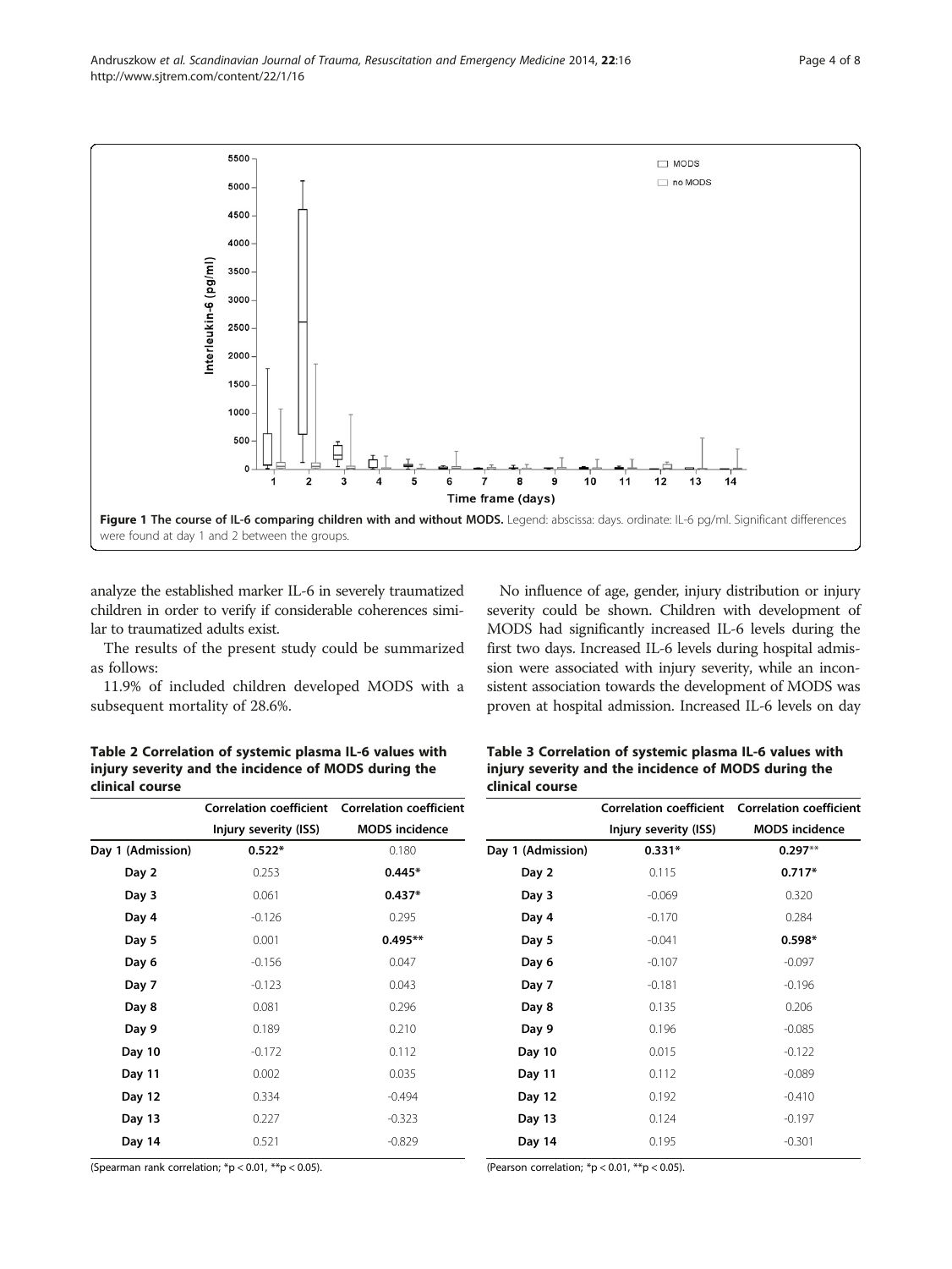**Figure 1 The course of IL-6 comparing children with and without MODS.** Legend: abscissa: days. ordinate: IL-6 pg/ml. Significant differences were found at day 1 and 2 between the groups.

analyze the established marker IL-6 in severely traumatized children in order to verify if considerable coherences similar to traumatized adults exist.

The results of the present study could be summarized as follows:

11.9% of included children developed MODS with a subsequent mortality of 28.6%.

No influence of age, gender, injury distribution or injury severity could be shown. Children with development of MODS had significantly increased IL-6 levels during the first two days. Increased IL-6 levels during hospital admission were associated with injury severity, while an inconsistent association towards the development of MODS was proven at hospital admission. Increased IL-6 levels on day

**Table 2 Correlation of systemic plasma IL-6 values with injury severity and the incidence of MODS during the clinical course**

| | Correlation coefficient | Correlation coefficient |
|---|---|---|
| | Injury severity (ISS) | MODS incidence |
| Day 1 (Admission) | **0.522*** | 0.180 |
| Day 2 | 0.253 | **0.445*** |
| Day 3 | 0.061 | **0.437*** |
| Day 4 | -0.126 | 0.295 |
| Day 5 | 0.001 | **0.495**** |
| Day 6 | -0.156 | 0.047 |
| Day 7 | -0.123 | 0.043 |
| Day 8 | 0.081 | 0.296 |
| Day 9 | 0.189 | 0.210 |
| Day 10 | -0.172 | 0.112 |
| Day 11 | 0.002 | 0.035 |
| Day 12 | 0.334 | -0.494 |
| Day 13 | 0.227 | -0.323 |
| Day 14 | 0.521 | -0.829 |

(Spearman rank correlation; *$p < 0.01$, **$p < 0.05$).

**Table 3 Correlation of systemic plasma IL-6 values with injury severity and the incidence of MODS during the clinical course**

| | Correlation coefficient | Correlation coefficient |
|---|---|---|
| | Injury severity (ISS) | MODS incidence |
| Day 1 (Admission) | **0.331*** | **0.297**** |
| Day 2 | 0.115 | **0.717*** |
| Day 3 | -0.069 | 0.320 |
| Day 4 | -0.170 | 0.284 |
| Day 5 | -0.041 | **0.598*** |
| Day 6 | -0.107 | -0.097 |
| Day 7 | -0.181 | -0.196 |
| Day 8 | 0.135 | 0.206 |
| Day 9 | 0.196 | -0.085 |
| Day 10 | 0.015 | -0.122 |
| Day 11 | 0.112 | -0.089 |
| Day 12 | 0.192 | -0.410 |
| Day 13 | 0.124 | -0.197 |
| Day 14 | 0.195 | -0.301 |

(Pearson correlation; *$p < 0.01$, **$p < 0.05$).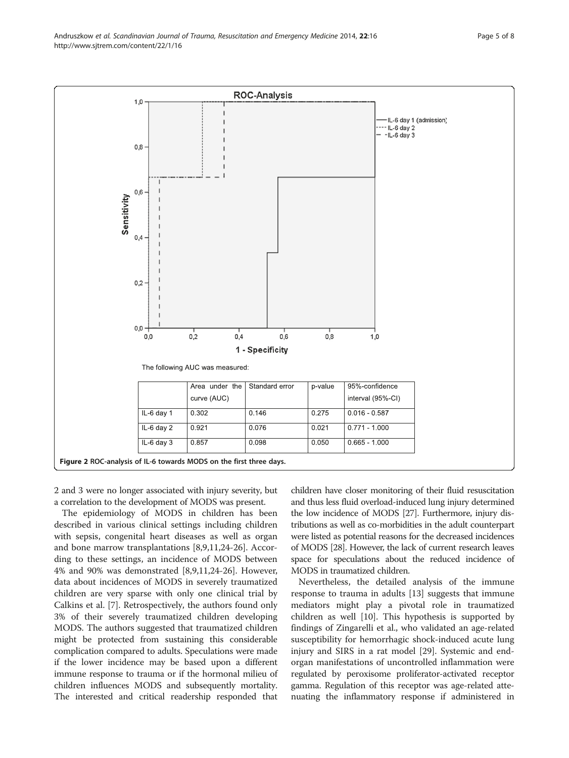The following AUC was measured:

| | Area under the curve (AUC) | Standard error | p-value | 95%-confidence interval (95%-CI) |
|---|---|---|---|---|
| IL-6 day 1 | 0.302 | 0.146 | 0.275 | 0.016 - 0.587 |
| IL-6 day 2 | 0.921 | 0.076 | 0.021 | 0.771 - 1.000 |
| IL-6 day 3 | 0.857 | 0.098 | 0.050 | 0.665 - 1.000 |

**Figure 2 ROC-analysis of IL-6 towards MODS on the first three days.**

2 and 3 were no longer associated with injury severity, but a correlation to the development of MODS was present.

The epidemiology of MODS in children has been described in various clinical settings including children with sepsis, congenital heart diseases as well as organ and bone marrow transplantations [8,9,11,24-26]. According to these settings, an incidence of MODS between 4% and 90% was demonstrated [8,9,11,24-26]. However, data about incidences of MODS in severely traumatized children are very sparse with only one clinical trial by Calkins et al. [7]. Retrospectively, the authors found only 3% of their severely traumatized children developing MODS. The authors suggested that traumatized children might be protected from sustaining this considerable complication compared to adults. Speculations were made if the lower incidence may be based upon a different immune response to trauma or if the hormonal milieu of children influences MODS and subsequently mortality. The interested and critical readership responded that children have closer monitoring of their fluid resuscitation and thus less fluid overload-induced lung injury determined the low incidence of MODS [27]. Furthermore, injury distributions as well as co-morbidities in the adult counterpart were listed as potential reasons for the decreased incidences of MODS [28]. However, the lack of current research leaves space for speculations about the reduced incidence of MODS in traumatized children.

Nevertheless, the detailed analysis of the immune response to trauma in adults [13] suggests that immune mediators might play a pivotal role in traumatized children as well [10]. This hypothesis is supported by findings of Zingarelli et al., who validated an age-related susceptibility for hemorrhagic shock-induced acute lung injury and SIRS in a rat model [29]. Systemic and end-organ manifestations of uncontrolled inflammation were regulated by peroxisome proliferator-activated receptor gamma. Regulation of this receptor was age-related attenuating the inflammatory response if administered in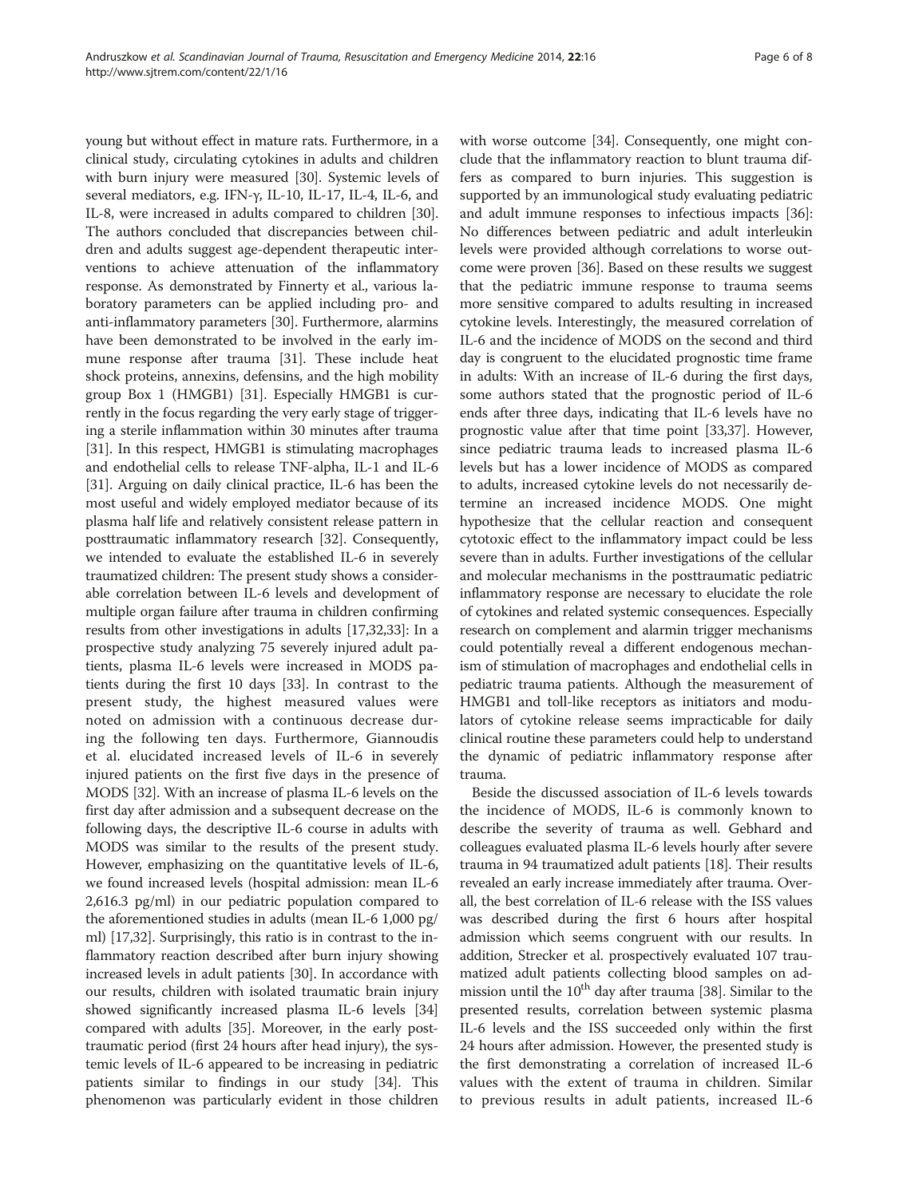young but without effect in mature rats. Furthermore, in a clinical study, circulating cytokines in adults and children with burn injury were measured [30]. Systemic levels of several mediators, e.g. IFN-γ, IL-10, IL-17, IL-4, IL-6, and IL-8, were increased in adults compared to children [30]. The authors concluded that discrepancies between children and adults suggest age-dependent therapeutic interventions to achieve attenuation of the inflammatory response. As demonstrated by Finnerty et al., various laboratory parameters can be applied including pro- and anti-inflammatory parameters [30]. Furthermore, alarmins have been demonstrated to be involved in the early immune response after trauma [31]. These include heat shock proteins, annexins, defensins, and the high mobility group Box 1 (HMGB1) [31]. Especially HMGB1 is currently in the focus regarding the very early stage of triggering a sterile inflammation within 30 minutes after trauma [31]. In this respect, HMGB1 is stimulating macrophages and endothelial cells to release TNF-alpha, IL-1 and IL-6 [31]. Arguing on daily clinical practice, IL-6 has been the most useful and widely employed mediator because of its plasma half life and relatively consistent release pattern in posttraumatic inflammatory research [32]. Consequently, we intended to evaluate the established IL-6 in severely traumatized children: The present study shows a considerable correlation between IL-6 levels and development of multiple organ failure after trauma in children confirming results from other investigations in adults [17,32,33]: In a prospective study analyzing 75 severely injured adult patients, plasma IL-6 levels were increased in MODS patients during the first 10 days [33]. In contrast to the present study, the highest measured values were noted on admission with a continuous decrease during the following ten days. Furthermore, Giannoudis et al. elucidated increased levels of IL-6 in severely injured patients on the first five days in the presence of MODS [32]. With an increase of plasma IL-6 levels on the first day after admission and a subsequent decrease on the following days, the descriptive IL-6 course in adults with MODS was similar to the results of the present study. However, emphasizing on the quantitative levels of IL-6, we found increased levels (hospital admission: mean IL-6 2,616.3 pg/ml) in our pediatric population compared to the aforementioned studies in adults (mean IL-6 1,000 pg/ml) [17,32]. Surprisingly, this ratio is in contrast to the inflammatory reaction described after burn injury showing increased levels in adult patients [30]. In accordance with our results, children with isolated traumatic brain injury showed significantly increased plasma IL-6 levels [34] compared with adults [35]. Moreover, in the early posttraumatic period (first 24 hours after head injury), the systemic levels of IL-6 appeared to be increasing in pediatric patients similar to findings in our study [34]. This phenomenon was particularly evident in those children with worse outcome [34]. Consequently, one might conclude that the inflammatory reaction to blunt trauma differs as compared to burn injuries. This suggestion is supported by an immunological study evaluating pediatric and adult immune responses to infectious impacts [36]: No differences between pediatric and adult interleukin levels were provided although correlations to worse outcome were proven [36]. Based on these results we suggest that the pediatric immune response to trauma seems more sensitive compared to adults resulting in increased cytokine levels. Interestingly, the measured correlation of IL-6 and the incidence of MODS on the second and third day is congruent to the elucidated prognostic time frame in adults: With an increase of IL-6 during the first days, some authors stated that the prognostic period of IL-6 ends after three days, indicating that IL-6 levels have no prognostic value after that time point [33,37]. However, since pediatric trauma leads to increased plasma IL-6 levels but has a lower incidence of MODS as compared to adults, increased cytokine levels do not necessarily determine an increased incidence MODS. One might hypothesize that the cellular reaction and consequent cytotoxic effect to the inflammatory impact could be less severe than in adults. Further investigations of the cellular and molecular mechanisms in the posttraumatic pediatric inflammatory response are necessary to elucidate the role of cytokines and related systemic consequences. Especially research on complement and alarmin trigger mechanisms could potentially reveal a different endogenous mechanism of stimulation of macrophages and endothelial cells in pediatric trauma patients. Although the measurement of HMGB1 and toll-like receptors as initiators and modulators of cytokine release seems impracticable for daily clinical routine these parameters could help to understand the dynamic of pediatric inflammatory response after trauma.

Beside the discussed association of IL-6 levels towards the incidence of MODS, IL-6 is commonly known to describe the severity of trauma as well. Gebhard and colleagues evaluated plasma IL-6 levels hourly after severe trauma in 94 traumatized adult patients [18]. Their results revealed an early increase immediately after trauma. Overall, the best correlation of IL-6 release with the ISS values was described during the first 6 hours after hospital admission which seems congruent with our results. In addition, Strecker et al. prospectively evaluated 107 traumatized adult patients collecting blood samples on admission until the 10th day after trauma [38]. Similar to the presented results, correlation between systemic plasma IL-6 levels and the ISS succeeded only within the first 24 hours after admission. However, the presented study is the first demonstrating a correlation of increased IL-6 values with the extent of trauma in children. Similar to previous results in adult patients, increased IL-6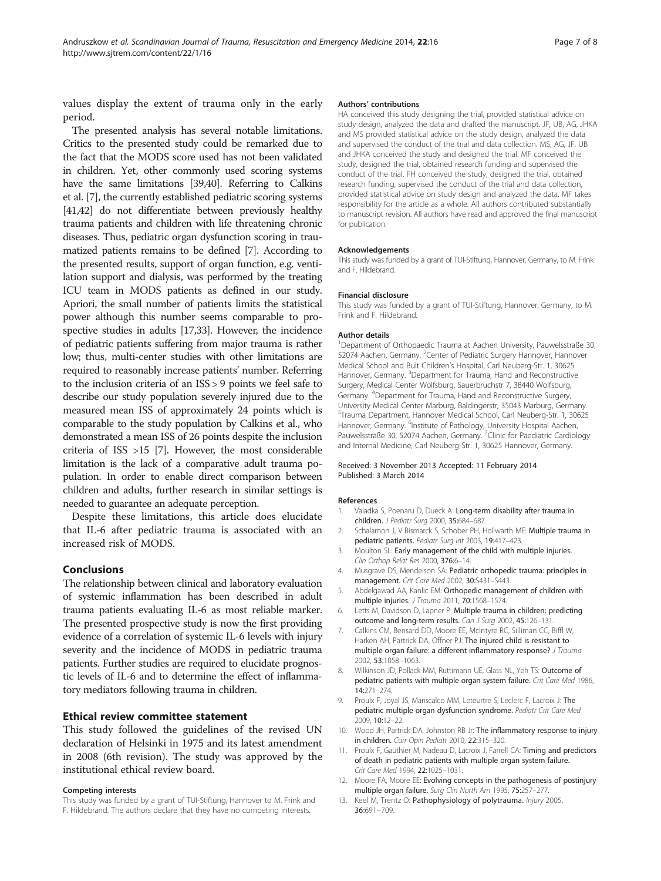values display the extent of trauma only in the early period.

The presented analysis has several notable limitations. Critics to the presented study could be remarked due to the fact that the MODS score used has not been validated in children. Yet, other commonly used scoring systems have the same limitations [39,40]. Referring to Calkins et al. [7], the currently established pediatric scoring systems [41,42] do not differentiate between previously healthy trauma patients and children with life threatening chronic diseases. Thus, pediatric organ dysfunction scoring in traumatized patients remains to be defined [7]. According to the presented results, support of organ function, e.g. ventilation support and dialysis, was performed by the treating ICU team in MODS patients as defined in our study. Apriori, the small number of patients limits the statistical power although this number seems comparable to prospective studies in adults [17,33]. However, the incidence of pediatric patients suffering from major trauma is rather low; thus, multi-center studies with other limitations are required to reasonably increase patients' number. Referring to the inclusion criteria of an ISS > 9 points we feel safe to describe our study population severely injured due to the measured mean ISS of approximately 24 points which is comparable to the study population by Calkins et al., who demonstrated a mean ISS of 26 points despite the inclusion criteria of ISS >15 [7]. However, the most considerable limitation is the lack of a comparative adult trauma population. In order to enable direct comparison between children and adults, further research in similar settings is needed to guarantee an adequate perception.

Despite these limitations, this article does elucidate that IL-6 after pediatric trauma is associated with an increased risk of MODS.

## Conclusions

The relationship between clinical and laboratory evaluation of systemic inflammation has been described in adult trauma patients evaluating IL-6 as most reliable marker. The presented prospective study is now the first providing evidence of a correlation of systemic IL-6 levels with injury severity and the incidence of MODS in pediatric trauma patients. Further studies are required to elucidate prognostic levels of IL-6 and to determine the effect of inflammatory mediators following trauma in children.

## Ethical review committee statement

This study followed the guidelines of the revised UN declaration of Helsinki in 1975 and its latest amendment in 2008 (6th revision). The study was approved by the institutional ethical review board.

#### Competing interests

This study was funded by a grant of TUI-Stiftung, Hannover to M. Frink and F. Hildebrand. The authors declare that they have no competing interests.

#### Authors' contributions

HA conceived this study designing the trial, provided statistical advice on study design, analyzed the data and drafted the manuscript. JF, UB, AG, JHKA and MS provided statistical advice on the study design, analyzed the data and supervised the conduct of the trial and data collection. MS, AG, JF, UB and JHKA conceived the study and designed the trial. MF conceived the study, designed the trial, obtained research funding and supervised the conduct of the trial. FH conceived the study, designed the trial, obtained research funding, supervised the conduct of the trial and data collection, provided statistical advice on study design and analyzed the data. MF takes responsibility for the article as a whole. All authors contributed substantially to manuscript revision. All authors have read and approved the final manuscript for publication.

#### Acknowledgements

This study was funded by a grant of TUI-Stiftung, Hannover, Germany, to M. Frink and F. Hildebrand.

#### Financial disclosure

This study was funded by a grant of TUI-Stiftung, Hannover, Germany, to M. Frink and F. Hildebrand.

#### Author details

[1]Department of Orthopaedic Trauma at Aachen University, Pauwelsstraße 30, 52074 Aachen, Germany. [2]Center of Pediatric Surgery Hannover, Hannover Medical School and Bult Children's Hospital, Carl Neuberg-Str. 1, 30625 Hannover, Germany. [3]Department for Trauma, Hand and Reconstructive Surgery, Medical Center Wolfsburg, Sauerbruchstr 7, 38440 Wolfsburg, Germany. [4]Department for Trauma, Hand and Reconstructive Surgery, University Medical Center Marburg, Baldingerstr, 35043 Marburg, Germany. [5]Trauma Department, Hannover Medical School, Carl Neuberg-Str. 1, 30625 Hannover, Germany. [6]Institute of Pathology, University Hospital Aachen, Pauwelsstraße 30, 52074 Aachen, Germany. [7]Clinic for Paediatric Cardiology and Internal Medicine, Carl Neuberg-Str. 1, 30625 Hannover, Germany.

Received: 3 November 2013 Accepted: 11 February 2014
Published: 3 March 2014

#### References

1. Valadka S, Poenaru D, Dueck A: **Long-term disability after trauma in children.** *J Pediatr Surg* 2000, **35:**684–687.
2. Schalamon J, V Bismarck S, Schober PH, Hollwarth ME: **Multiple trauma in pediatric patients.** *Pediatr Surg Int* 2003, **19:**417–423.
3. Moulton SL: **Early management of the child with multiple injuries.** *Clin Orthop Relat Res* 2000, **376:**6–14.
4. Musgrave DS, Mendelson SA: **Pediatric orthopedic trauma: principles in management.** *Crit Care Med* 2002, **30:**S431–S443.
5. Abdelgawad AA, Kanlic EM: **Orthopedic management of children with multiple injuries.** *J Trauma* 2011, **70:**1568–1574.
6. Letts M, Davidson D, Lapner P: **Multiple trauma in children: predicting outcome and long-term results.** *Can J Surg* 2002, **45:**126–131.
7. Calkins CM, Bensard DD, Moore EE, McIntyre RC, Silliman CC, Biffl W, Harken AH, Partrick DA, Offner PJ: **The injured child is resistant to multiple organ failure: a different inflammatory response?** *J Trauma* 2002, **53:**1058–1063.
8. Wilkinson JD, Pollack MM, Ruttimann UE, Glass NL, Yeh TS: **Outcome of pediatric patients with multiple organ system failure.** *Crit Care Med* 1986, **14:**271–274.
9. Proulx F, Joyal JS, Mariscalco MM, Leteurtre S, Leclerc F, Lacroix J: **The pediatric multiple organ dysfunction syndrome.** *Pediatr Crit Care Med* 2009, **10:**12–22.
10. Wood JH, Partrick DA, Johnston RB Jr: **The inflammatory response to injury in children.** *Curr Opin Pediatr* 2010, **22:**315–320.
11. Proulx F, Gauthier M, Nadeau D, Lacroix J, Farrell CA: **Timing and predictors of death in pediatric patients with multiple organ system failure.** *Crit Care Med* 1994, **22:**1025–1031.
12. Moore FA, Moore EE: **Evolving concepts in the pathogenesis of postinjury multiple organ failure.** *Surg Clin North Am* 1995, **75:**257–277.
13. Keel M, Trentz O: **Pathophysiology of polytrauma.** *Injury* 2005, **36:**691–709.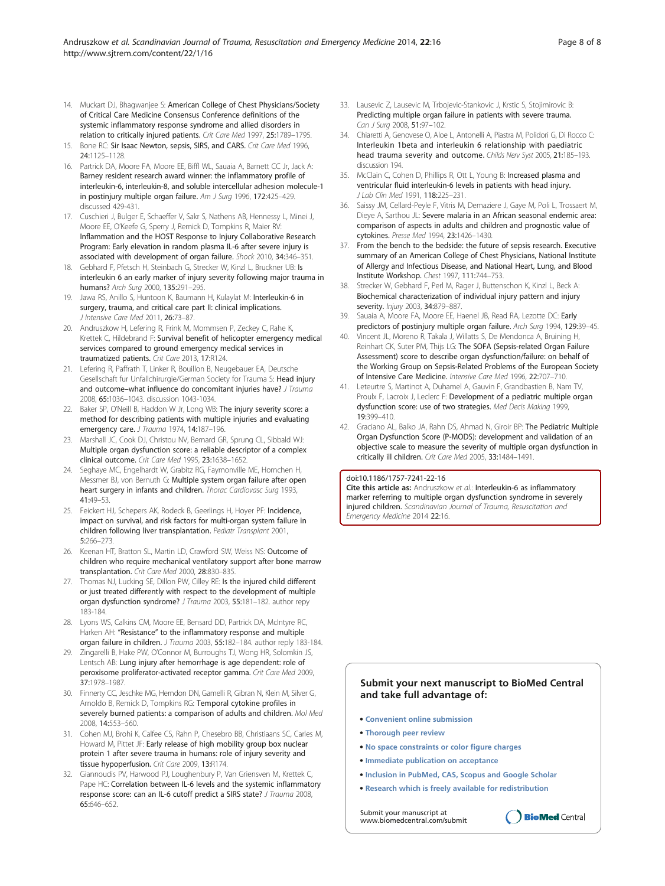14. Muckart DJ, Bhagwanjee S: American College of Chest Physicians/Society of Critical Care Medicine Consensus Conference definitions of the systemic inflammatory response syndrome and allied disorders in relation to critically injured patients. *Crit Care Med* 1997, **25:**1789–1795.
15. Bone RC: Sir Isaac Newton, sepsis, SIRS, and CARS. *Crit Care Med* 1996, **24:**1125–1128.
16. Partrick DA, Moore FA, Moore EE, Biffl WL, Sauaia A, Barnett CC Jr, Jack A: Barney resident research award winner: the inflammatory profile of interleukin-6, interleukin-8, and soluble intercellular adhesion molecule-1 in postinjury multiple organ failure. *Am J Surg* 1996, **172:**425–429. discussed 429-431.
17. Cuschieri J, Bulger E, Schaeffer V, Sakr S, Nathens AB, Hennessy L, Minei J, Moore EE, O'Keefe G, Sperry J, Remick D, Tompkins R, Maier RV: Inflammation and the HOST Response to Injury Collaborative Research Program: Early elevation in random plasma IL-6 after severe injury is associated with development of organ failure. *Shock* 2010, **34:**346–351.
18. Gebhard F, Pfetsch H, Steinbach G, Strecker W, Kinzl L, Bruckner UB: Is interleukin 6 an early marker of injury severity following major trauma in humans? *Arch Surg* 2000, **135:**291–295.
19. Jawa RS, Anillo S, Huntoon K, Baumann H, Kulaylat M: Interleukin-6 in surgery, trauma, and critical care part II: clinical implications. *J Intensive Care Med* 2011, **26:**73–87.
20. Andruszkow H, Lefering R, Frink M, Mommsen P, Zeckey C, Rahe K, Krettek C, Hildebrand F: Survival benefit of helicopter emergency medical services compared to ground emergency medical services in traumatized patients. *Crit Care* 2013, **17:**R124.
21. Lefering R, Paffrath T, Linker R, Bouillon B, Neugebauer EA, Deutsche Gesellschaft fur Unfallchirurgie/German Society for Trauma S: Head injury and outcome–what influence do concomitant injuries have? *J Trauma* 2008, **65:**1036–1043. discussion 1043-1034.
22. Baker SP, O'Neill B, Haddon W Jr, Long WB: The injury severity score: a method for describing patients with multiple injuries and evaluating emergency care. *J Trauma* 1974, **14:**187–196.
23. Marshall JC, Cook DJ, Christou NV, Bernard GR, Sprung CL, Sibbald WJ: Multiple organ dysfunction score: a reliable descriptor of a complex clinical outcome. *Crit Care Med* 1995, **23:**1638–1652.
24. Seghaye MC, Engelhardt W, Grabitz RG, Faymonville ME, Hornchen H, Messmer BJ, von Bernuth G: Multiple system organ failure after open heart surgery in infants and children. *Thorac Cardiovasc Surg* 1993, **41:**49–53.
25. Feickert HJ, Schepers AK, Rodeck B, Geerlings H, Hoyer PF: Incidence, impact on survival, and risk factors for multi-organ system failure in children following liver transplantation. *Pediatr Transplant* 2001, **5:**266–273.
26. Keenan HT, Bratton SL, Martin LD, Crawford SW, Weiss NS: Outcome of children who require mechanical ventilatory support after bone marrow transplantation. *Crit Care Med* 2000, **28:**830–835.
27. Thomas NJ, Lucking SE, Dillon PW, Cilley RE: Is the injured child different or just treated differently with respect to the development of multiple organ dysfunction syndrome? *J Trauma* 2003, **55:**181–182. author repy 183-184.
28. Lyons WS, Calkins CM, Moore EE, Bensard DD, Partrick DA, McIntyre RC, Harken AH: "Resistance" to the inflammatory response and multiple organ failure in children. *J Trauma* 2003, **55:**182–184. author reply 183-184.
29. Zingarelli B, Hake PW, O'Connor M, Burroughs TJ, Wong HR, Solomkin JS, Lentsch AB: Lung injury after hemorrhage is age dependent: role of peroxisome proliferator-activated receptor gamma. *Crit Care Med* 2009, **37:**1978–1987.
30. Finnerty CC, Jeschke MG, Herndon DN, Gamelli R, Gibran N, Klein M, Silver G, Arnoldo B, Remick D, Tompkins RG: Temporal cytokine profiles in severely burned patients: a comparison of adults and children. *Mol Med* 2008, **14:**553–560.
31. Cohen MJ, Brohi K, Calfee CS, Rahn P, Chesebro BB, Christiaans SC, Carles M, Howard M, Pittet JF: Early release of high mobility group box nuclear protein 1 after severe trauma in humans: role of injury severity and tissue hypoperfusion. *Crit Care* 2009, **13:**R174.
32. Giannoudis PV, Harwood PJ, Loughenbury P, Van Griensven M, Krettek C, Pape HC: Correlation between IL-6 levels and the systemic inflammatory response score: can an IL-6 cutoff predict a SIRS state? *J Trauma* 2008, **65:**646–652.
33. Lausevic Z, Lausevic M, Trbojevic-Stankovic J, Krstic S, Stojimirovic B: Predicting multiple organ failure in patients with severe trauma. *Can J Surg* 2008, **51:**97–102.
34. Chiaretti A, Genovese O, Aloe L, Antonelli A, Piastra M, Polidori G, Di Rocco C: Interleukin 1beta and interleukin 6 relationship with paediatric head trauma severity and outcome. *Childs Nerv Syst* 2005, **21:**185–193. discussion 194.
35. McClain C, Cohen D, Phillips R, Ott L, Young B: Increased plasma and ventricular fluid interleukin-6 levels in patients with head injury. *J Lab Clin Med* 1991, **118:**225–231.
36. Saissy JM, Cellard-Peyle F, Vitris M, Demaziere J, Gaye M, Poli L, Trossaert M, Dieye A, Sarthou JL: Severe malaria in an African seasonal endemic area: comparison of aspects in adults and children and prognostic value of cytokines. *Presse Med* 1994, **23:**1426–1430.
37. From the bench to the bedside: the future of sepsis research. Executive summary of an American College of Chest Physicians, National Institute of Allergy and Infectious Disease, and National Heart, Lung, and Blood Institute Workshop. *Chest* 1997, **111:**744–753.
38. Strecker W, Gebhard F, Perl M, Rager J, Buttenschon K, Kinzl L, Beck A: Biochemical characterization of individual injury pattern and injury severity. *Injury* 2003, **34:**879–887.
39. Sauaia A, Moore FA, Moore EE, Haenel JB, Read RA, Lezotte DC: Early predictors of postinjury multiple organ failure. *Arch Surg* 1994, **129:**39–45.
40. Vincent JL, Moreno R, Takala J, Willatts S, De Mendonca A, Bruining H, Reinhart CK, Suter PM, Thijs LG: The SOFA (Sepsis-related Organ Failure Assessment) score to describe organ dysfunction/failure: on behalf of the Working Group on Sepsis-Related Problems of the European Society of Intensive Care Medicine. *Intensive Care Med* 1996, **22:**707–710.
41. Leteurtre S, Martinot A, Duhamel A, Gauvin F, Grandbastien B, Nam TV, Proulx F, Lacroix J, Leclerc F: Development of a pediatric multiple organ dysfunction score: use of two strategies. *Med Decis Making* 1999, **19:**399–410.
42. Graciano AL, Balko JA, Rahn DS, Ahmad N, Giroir BP: The Pediatric Multiple Organ Dysfunction Score (P-MODS): development and validation of an objective scale to measure the severity of multiple organ dysfunction in critically ill children. *Crit Care Med* 2005, **33:**1484–1491.

doi:10.1186/1757-7241-22-16

**Cite this article as:** Andruszkow *et al.*: Interleukin-6 as inflammatory marker referring to multiple organ dysfunction syndrome in severely injured children. *Scandinavian Journal of Trauma, Resuscitation and Emergency Medicine* 2014 **22**:16.

**Submit your next manuscript to BioMed Central and take full advantage of:**

- Convenient online submission
- Thorough peer review
- No space constraints or color figure charges
- Immediate publication on acceptance
- Inclusion in PubMed, CAS, Scopus and Google Scholar
- Research which is freely available for redistribution

Submit your manuscript at www.biomedcentral.com/submit

BioMed Central